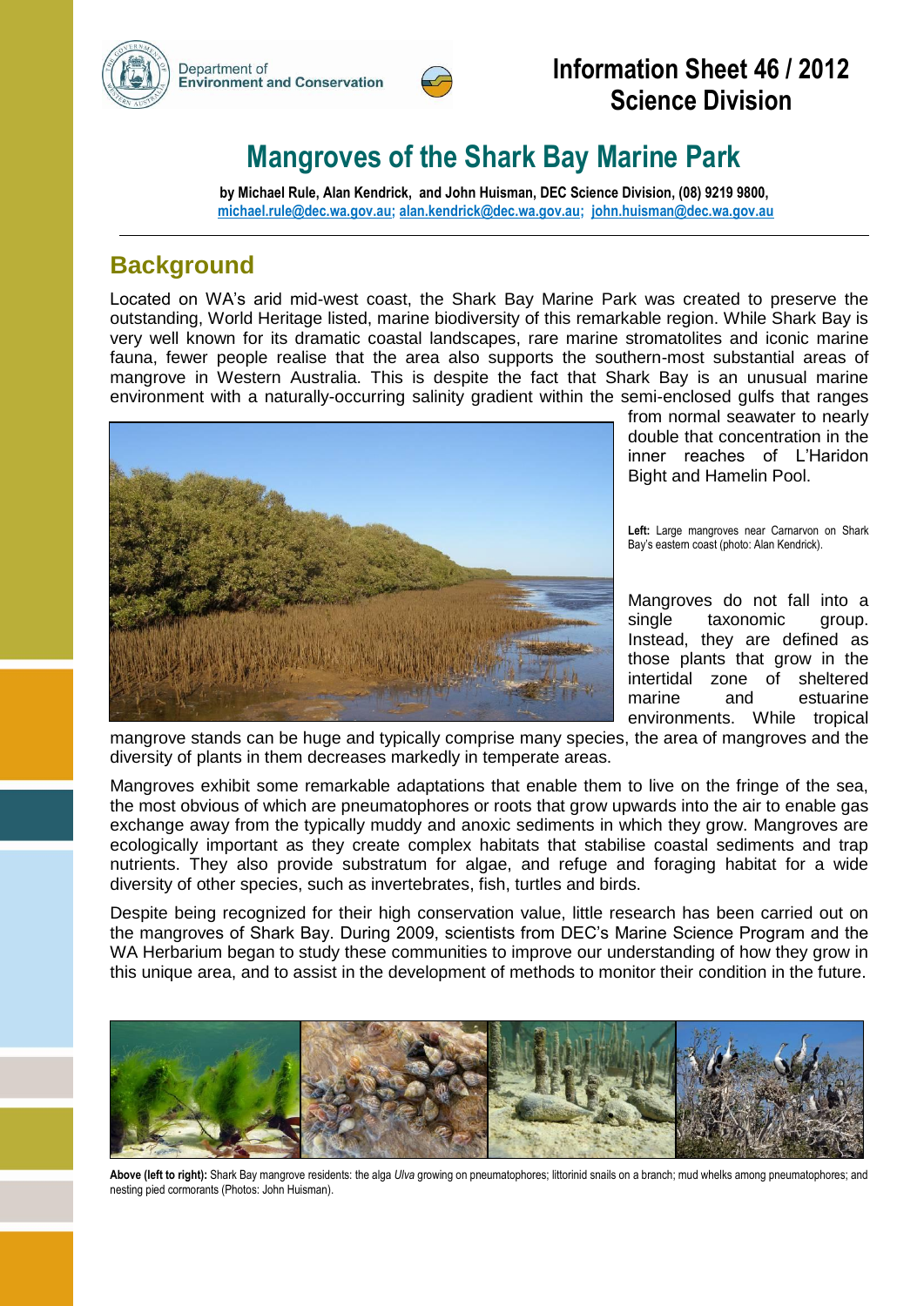Department of Environment and Conservation

**Information Sheet 46 / 2012**
**Science Division**

# Mangroves of the Shark Bay Marine Park

**by Michael Rule, Alan Kendrick, and John Huisman, DEC Science Division, (08) 9219 9800, michael.rule@dec.wa.gov.au; alan.kendrick@dec.wa.gov.au; john.huisman@dec.wa.gov.au**

## Background

Located on WA's arid mid-west coast, the Shark Bay Marine Park was created to preserve the outstanding, World Heritage listed, marine biodiversity of this remarkable region. While Shark Bay is very well known for its dramatic coastal landscapes, rare marine stromatolites and iconic marine fauna, fewer people realise that the area also supports the southern-most substantial areas of mangrove in Western Australia. This is despite the fact that Shark Bay is an unusual marine environment with a naturally-occurring salinity gradient within the semi-enclosed gulfs that ranges from normal seawater to nearly double that concentration in the inner reaches of L'Haridon Bight and Hamelin Pool.

**Left:** Large mangroves near Carnarvon on Shark Bay's eastern coast (photo: Alan Kendrick).

Mangroves do not fall into a single taxonomic group. Instead, they are defined as those plants that grow in the intertidal zone of sheltered marine and estuarine environments. While tropical mangrove stands can be huge and typically comprise many species, the area of mangroves and the diversity of plants in them decreases markedly in temperate areas.

Mangroves exhibit some remarkable adaptations that enable them to live on the fringe of the sea, the most obvious of which are pneumatophores or roots that grow upwards into the air to enable gas exchange away from the typically muddy and anoxic sediments in which they grow. Mangroves are ecologically important as they create complex habitats that stabilise coastal sediments and trap nutrients. They also provide substratum for algae, and refuge and foraging habitat for a wide diversity of other species, such as invertebrates, fish, turtles and birds.

Despite being recognized for their high conservation value, little research has been carried out on the mangroves of Shark Bay. During 2009, scientists from DEC's Marine Science Program and the WA Herbarium began to study these communities to improve our understanding of how they grow in this unique area, and to assist in the development of methods to monitor their condition in the future.

**Above (left to right):** Shark Bay mangrove residents: the alga *Ulva* growing on pneumatophores; littorinid snails on a branch; mud whelks among pneumatophores; and nesting pied cormorants (Photos: John Huisman).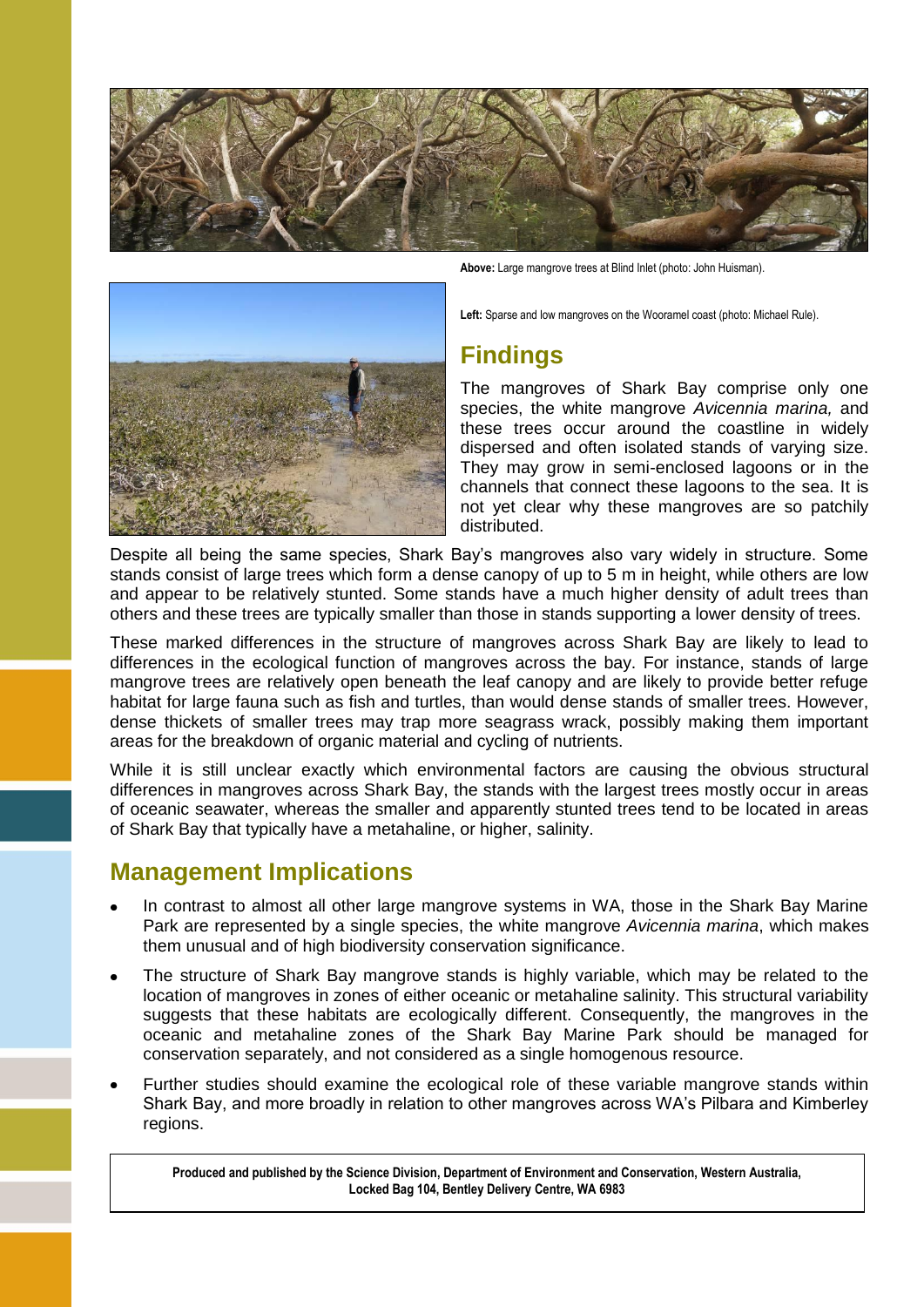**Above:** Large mangrove trees at Blind Inlet (photo: John Huisman).

**Left:** Sparse and low mangroves on the Wooramel coast (photo: Michael Rule).

## Findings

The mangroves of Shark Bay comprise only one species, the white mangrove *Avicennia marina,* and these trees occur around the coastline in widely dispersed and often isolated stands of varying size. They may grow in semi-enclosed lagoons or in the channels that connect these lagoons to the sea. It is not yet clear why these mangroves are so patchily distributed.

Despite all being the same species, Shark Bay's mangroves also vary widely in structure. Some stands consist of large trees which form a dense canopy of up to 5 m in height, while others are low and appear to be relatively stunted. Some stands have a much higher density of adult trees than others and these trees are typically smaller than those in stands supporting a lower density of trees.

These marked differences in the structure of mangroves across Shark Bay are likely to lead to differences in the ecological function of mangroves across the bay. For instance, stands of large mangrove trees are relatively open beneath the leaf canopy and are likely to provide better refuge habitat for large fauna such as fish and turtles, than would dense stands of smaller trees. However, dense thickets of smaller trees may trap more seagrass wrack, possibly making them important areas for the breakdown of organic material and cycling of nutrients.

While it is still unclear exactly which environmental factors are causing the obvious structural differences in mangroves across Shark Bay, the stands with the largest trees mostly occur in areas of oceanic seawater, whereas the smaller and apparently stunted trees tend to be located in areas of Shark Bay that typically have a metahaline, or higher, salinity.

## Management Implications

- In contrast to almost all other large mangrove systems in WA, those in the Shark Bay Marine Park are represented by a single species, the white mangrove *Avicennia marina*, which makes them unusual and of high biodiversity conservation significance.
- The structure of Shark Bay mangrove stands is highly variable, which may be related to the location of mangroves in zones of either oceanic or metahaline salinity. This structural variability suggests that these habitats are ecologically different. Consequently, the mangroves in the oceanic and metahaline zones of the Shark Bay Marine Park should be managed for conservation separately, and not considered as a single homogenous resource.
- Further studies should examine the ecological role of these variable mangrove stands within Shark Bay, and more broadly in relation to other mangroves across WA's Pilbara and Kimberley regions.

**Produced and published by the Science Division, Department of Environment and Conservation, Western Australia, Locked Bag 104, Bentley Delivery Centre, WA 6983**